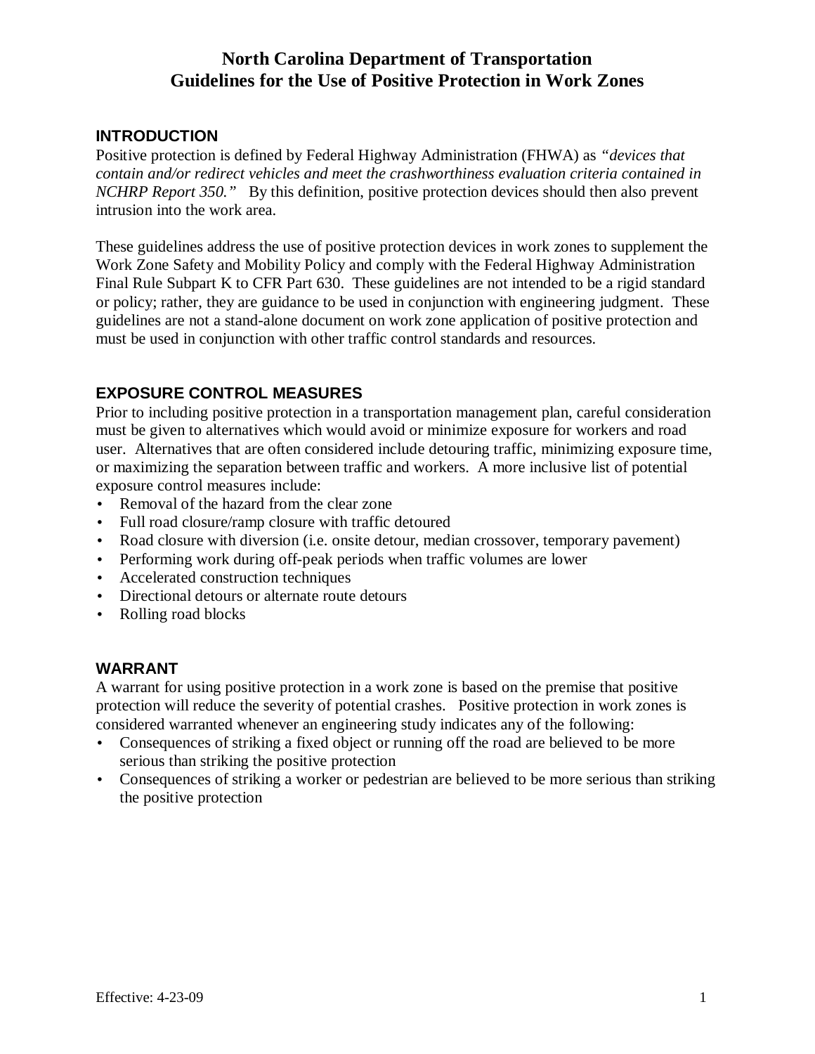# North Carolina Department of Transportation
# Guidelines for the Use of Positive Protection in Work Zones

## INTRODUCTION

Positive protection is defined by Federal Highway Administration (FHWA) as *"devices that contain and/or redirect vehicles and meet the crashworthiness evaluation criteria contained in NCHRP Report 350."* By this definition, positive protection devices should then also prevent intrusion into the work area.

These guidelines address the use of positive protection devices in work zones to supplement the Work Zone Safety and Mobility Policy and comply with the Federal Highway Administration Final Rule Subpart K to CFR Part 630. These guidelines are not intended to be a rigid standard or policy; rather, they are guidance to be used in conjunction with engineering judgment. These guidelines are not a stand-alone document on work zone application of positive protection and must be used in conjunction with other traffic control standards and resources.

## EXPOSURE CONTROL MEASURES

Prior to including positive protection in a transportation management plan, careful consideration must be given to alternatives which would avoid or minimize exposure for workers and road user. Alternatives that are often considered include detouring traffic, minimizing exposure time, or maximizing the separation between traffic and workers. A more inclusive list of potential exposure control measures include:

- Removal of the hazard from the clear zone
- Full road closure/ramp closure with traffic detoured
- Road closure with diversion (i.e. onsite detour, median crossover, temporary pavement)
- Performing work during off-peak periods when traffic volumes are lower
- Accelerated construction techniques
- Directional detours or alternate route detours
- Rolling road blocks

## WARRANT

A warrant for using positive protection in a work zone is based on the premise that positive protection will reduce the severity of potential crashes. Positive protection in work zones is considered warranted whenever an engineering study indicates any of the following:

- Consequences of striking a fixed object or running off the road are believed to be more serious than striking the positive protection
- Consequences of striking a worker or pedestrian are believed to be more serious than striking the positive protection

Effective: 4-23-09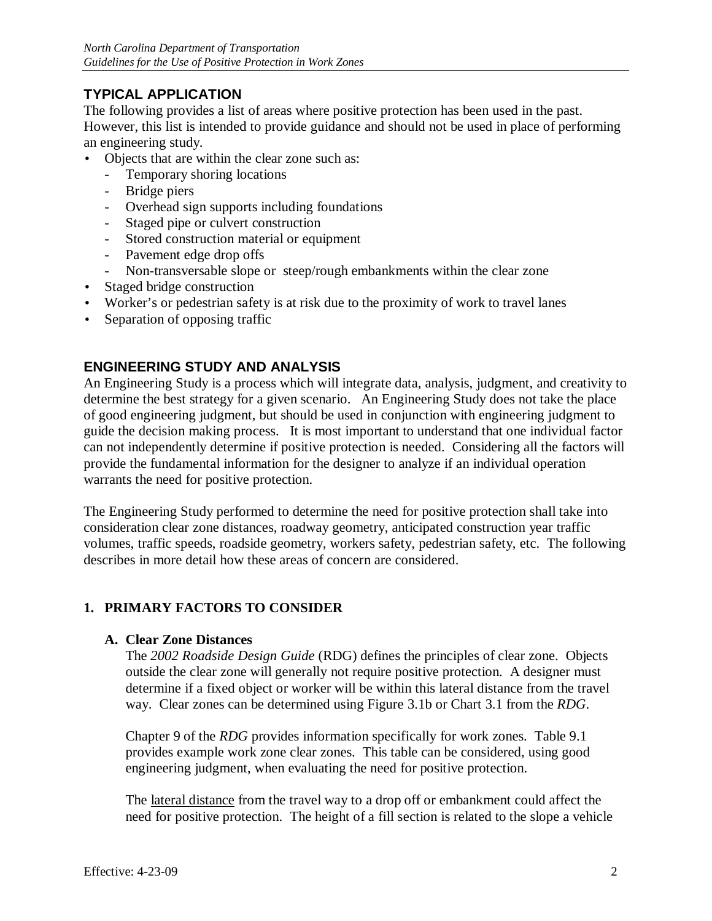## TYPICAL APPLICATION

The following provides a list of areas where positive protection has been used in the past. However, this list is intended to provide guidance and should not be used in place of performing an engineering study.

- Objects that are within the clear zone such as:
  - Temporary shoring locations
  - Bridge piers
  - Overhead sign supports including foundations
  - Staged pipe or culvert construction
  - Stored construction material or equipment
  - Pavement edge drop offs
  - Non-transversable slope or steep/rough embankments within the clear zone
- Staged bridge construction
- Worker's or pedestrian safety is at risk due to the proximity of work to travel lanes
- Separation of opposing traffic

## ENGINEERING STUDY AND ANALYSIS

An Engineering Study is a process which will integrate data, analysis, judgment, and creativity to determine the best strategy for a given scenario. An Engineering Study does not take the place of good engineering judgment, but should be used in conjunction with engineering judgment to guide the decision making process. It is most important to understand that one individual factor can not independently determine if positive protection is needed. Considering all the factors will provide the fundamental information for the designer to analyze if an individual operation warrants the need for positive protection.

The Engineering Study performed to determine the need for positive protection shall take into consideration clear zone distances, roadway geometry, anticipated construction year traffic volumes, traffic speeds, roadside geometry, workers safety, pedestrian safety, etc. The following describes in more detail how these areas of concern are considered.

### 1. PRIMARY FACTORS TO CONSIDER

#### A. Clear Zone Distances

The *2002 Roadside Design Guide* (RDG) defines the principles of clear zone. Objects outside the clear zone will generally not require positive protection. A designer must determine if a fixed object or worker will be within this lateral distance from the travel way. Clear zones can be determined using Figure 3.1b or Chart 3.1 from the *RDG*.

Chapter 9 of the *RDG* provides information specifically for work zones. Table 9.1 provides example work zone clear zones. This table can be considered, using good engineering judgment, when evaluating the need for positive protection.

The lateral distance from the travel way to a drop off or embankment could affect the need for positive protection. The height of a fill section is related to the slope a vehicle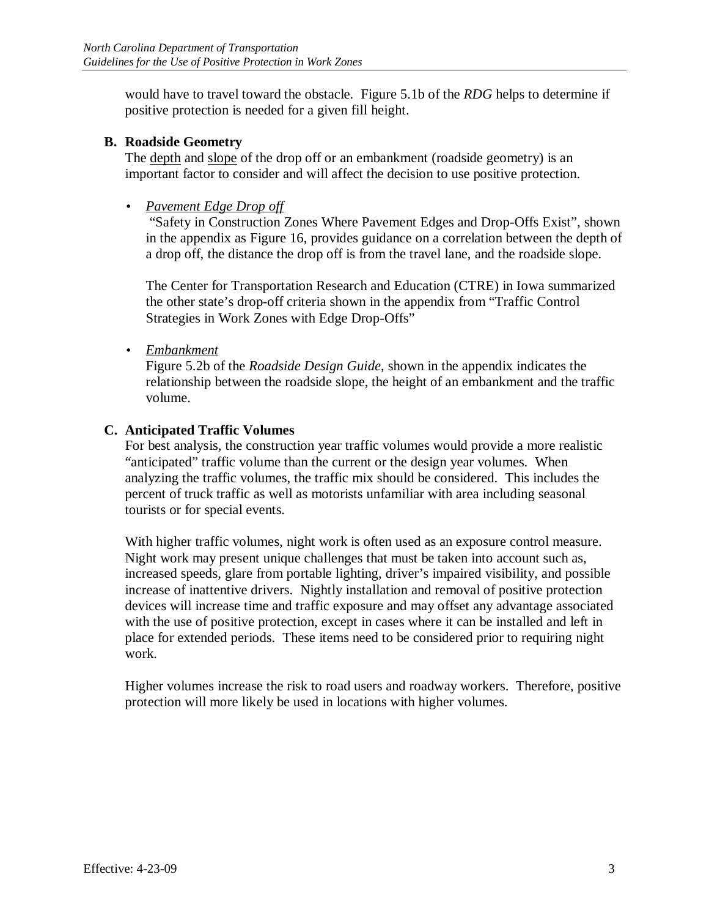would have to travel toward the obstacle. Figure 5.1b of the *RDG* helps to determine if positive protection is needed for a given fill height.

**B. Roadside Geometry**

The <u>depth</u> and <u>slope</u> of the drop off or an embankment (roadside geometry) is an important factor to consider and will affect the decision to use positive protection.

- *<u>Pavement Edge Drop off</u>*

  "Safety in Construction Zones Where Pavement Edges and Drop-Offs Exist", shown in the appendix as Figure 16, provides guidance on a correlation between the depth of a drop off, the distance the drop off is from the travel lane, and the roadside slope.

  The Center for Transportation Research and Education (CTRE) in Iowa summarized the other state's drop-off criteria shown in the appendix from "Traffic Control Strategies in Work Zones with Edge Drop-Offs"

- *<u>Embankment</u>*

  Figure 5.2b of the *Roadside Design Guide*, shown in the appendix indicates the relationship between the roadside slope, the height of an embankment and the traffic volume.

**C. Anticipated Traffic Volumes**

For best analysis, the construction year traffic volumes would provide a more realistic "anticipated" traffic volume than the current or the design year volumes. When analyzing the traffic volumes, the traffic mix should be considered. This includes the percent of truck traffic as well as motorists unfamiliar with area including seasonal tourists or for special events.

With higher traffic volumes, night work is often used as an exposure control measure. Night work may present unique challenges that must be taken into account such as, increased speeds, glare from portable lighting, driver's impaired visibility, and possible increase of inattentive drivers. Nightly installation and removal of positive protection devices will increase time and traffic exposure and may offset any advantage associated with the use of positive protection, except in cases where it can be installed and left in place for extended periods. These items need to be considered prior to requiring night work.

Higher volumes increase the risk to road users and roadway workers. Therefore, positive protection will more likely be used in locations with higher volumes.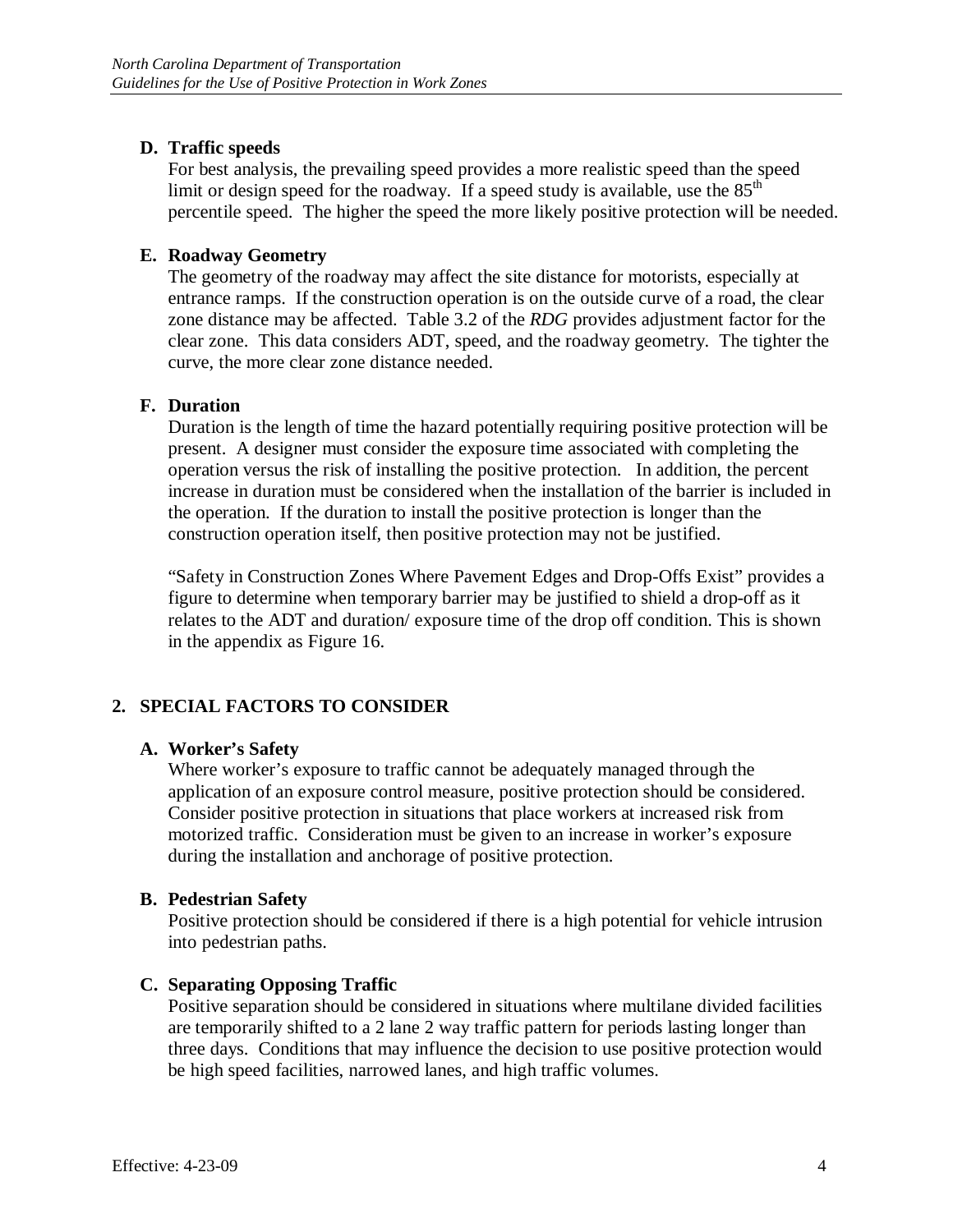**D. Traffic speeds**

For best analysis, the prevailing speed provides a more realistic speed than the speed limit or design speed for the roadway. If a speed study is available, use the 85th percentile speed. The higher the speed the more likely positive protection will be needed.

**E. Roadway Geometry**

The geometry of the roadway may affect the site distance for motorists, especially at entrance ramps. If the construction operation is on the outside curve of a road, the clear zone distance may be affected. Table 3.2 of the *RDG* provides adjustment factor for the clear zone. This data considers ADT, speed, and the roadway geometry. The tighter the curve, the more clear zone distance needed.

**F. Duration**

Duration is the length of time the hazard potentially requiring positive protection will be present. A designer must consider the exposure time associated with completing the operation versus the risk of installing the positive protection. In addition, the percent increase in duration must be considered when the installation of the barrier is included in the operation. If the duration to install the positive protection is longer than the construction operation itself, then positive protection may not be justified.

"Safety in Construction Zones Where Pavement Edges and Drop-Offs Exist" provides a figure to determine when temporary barrier may be justified to shield a drop-off as it relates to the ADT and duration/ exposure time of the drop off condition. This is shown in the appendix as Figure 16.

## 2. SPECIAL FACTORS TO CONSIDER

**A. Worker's Safety**

Where worker's exposure to traffic cannot be adequately managed through the application of an exposure control measure, positive protection should be considered. Consider positive protection in situations that place workers at increased risk from motorized traffic. Consideration must be given to an increase in worker's exposure during the installation and anchorage of positive protection.

**B. Pedestrian Safety**

Positive protection should be considered if there is a high potential for vehicle intrusion into pedestrian paths.

**C. Separating Opposing Traffic**

Positive separation should be considered in situations where multilane divided facilities are temporarily shifted to a 2 lane 2 way traffic pattern for periods lasting longer than three days. Conditions that may influence the decision to use positive protection would be high speed facilities, narrowed lanes, and high traffic volumes.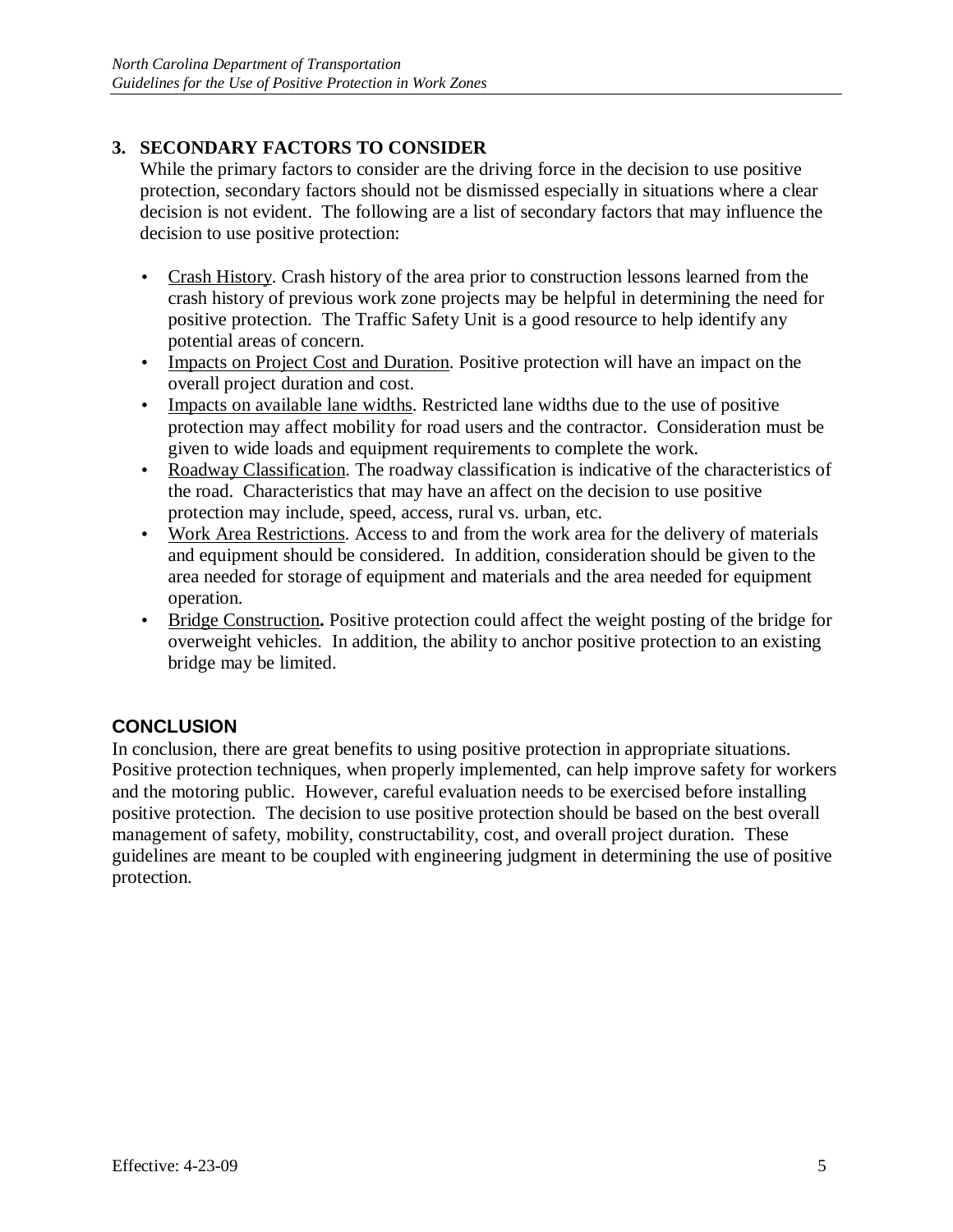## 3. SECONDARY FACTORS TO CONSIDER

While the primary factors to consider are the driving force in the decision to use positive protection, secondary factors should not be dismissed especially in situations where a clear decision is not evident. The following are a list of secondary factors that may influence the decision to use positive protection:

- Crash History. Crash history of the area prior to construction lessons learned from the crash history of previous work zone projects may be helpful in determining the need for positive protection. The Traffic Safety Unit is a good resource to help identify any potential areas of concern.
- Impacts on Project Cost and Duration. Positive protection will have an impact on the overall project duration and cost.
- Impacts on available lane widths. Restricted lane widths due to the use of positive protection may affect mobility for road users and the contractor. Consideration must be given to wide loads and equipment requirements to complete the work.
- Roadway Classification. The roadway classification is indicative of the characteristics of the road. Characteristics that may have an affect on the decision to use positive protection may include, speed, access, rural vs. urban, etc.
- Work Area Restrictions. Access to and from the work area for the delivery of materials and equipment should be considered. In addition, consideration should be given to the area needed for storage of equipment and materials and the area needed for equipment operation.
- Bridge Construction**.** Positive protection could affect the weight posting of the bridge for overweight vehicles. In addition, the ability to anchor positive protection to an existing bridge may be limited.

## CONCLUSION

In conclusion, there are great benefits to using positive protection in appropriate situations. Positive protection techniques, when properly implemented, can help improve safety for workers and the motoring public. However, careful evaluation needs to be exercised before installing positive protection. The decision to use positive protection should be based on the best overall management of safety, mobility, constructability, cost, and overall project duration. These guidelines are meant to be coupled with engineering judgment in determining the use of positive protection.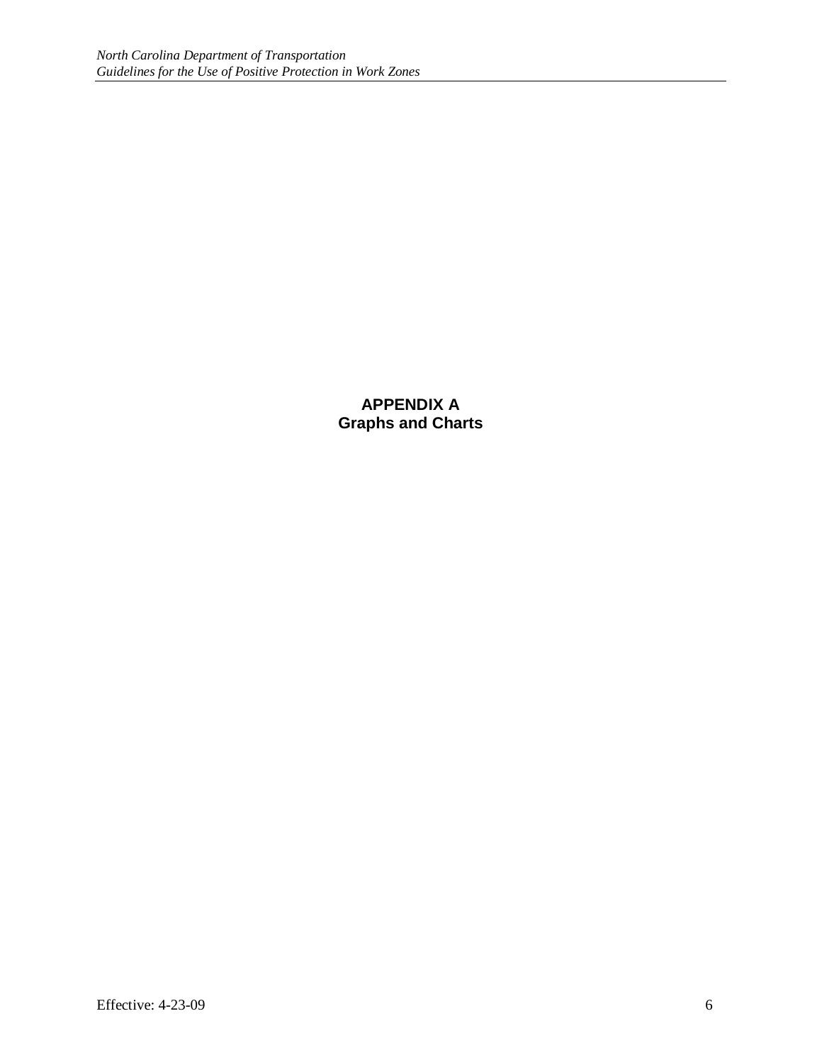# APPENDIX A
## Graphs and Charts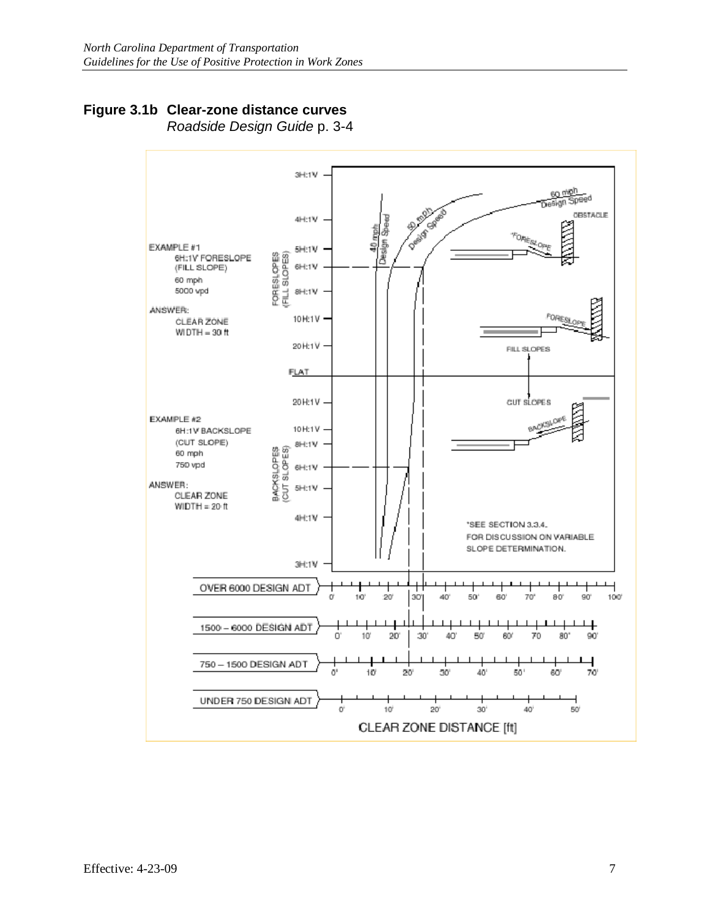**Figure 3.1b Clear-zone distance curves**
*Roadside Design Guide* p. 3-4

EXAMPLE #1
6H:1V FORESLOPE
(FILL SLOPE)
60 mph
5000 vpd

ANSWER:
CLEAR ZONE
WIDTH = 30 ft

EXAMPLE #2
6H:1V BACKSLOPE
(CUT SLOPE)
60 mph
750 vpd

ANSWER:
CLEAR ZONE
WIDTH = 20 ft

FORESLOPES (FILL SLOPES): 3H:1V, 4H:1V, 5H:1V, 6H:1V, 8H:1V, 10H:1V, 20H:1V

FLAT

BACKSLOPES (CUT SLOPES): 20H:1V, 10H:1V, 8H:1V, 6H:1V, 5H:1V, 4H:1V, 3H:1V

40 mph Design Speed
50 mph Design Speed
60 mph Design Speed

OBSTACLE
*FORESLOPE
FORESLOPE
FILL SLOPES
CUT SLOPES
BACKSLOPE

*SEE SECTION 3.3.4. FOR DISCUSSION ON VARIABLE SLOPE DETERMINATION.

OVER 6000 DESIGN ADT: 0', 10', 20', 30', 40', 50', 60', 70', 80', 90', 100'
1500 – 6000 DESIGN ADT: 0', 10', 20', 30', 40', 50', 60', 70, 80', 90'
750 – 1500 DESIGN ADT: 0', 10', 20', 30', 40', 50', 60', 70'
UNDER 750 DESIGN ADT: 0', 10', 20', 30', 40', 50'

CLEAR ZONE DISTANCE [ft]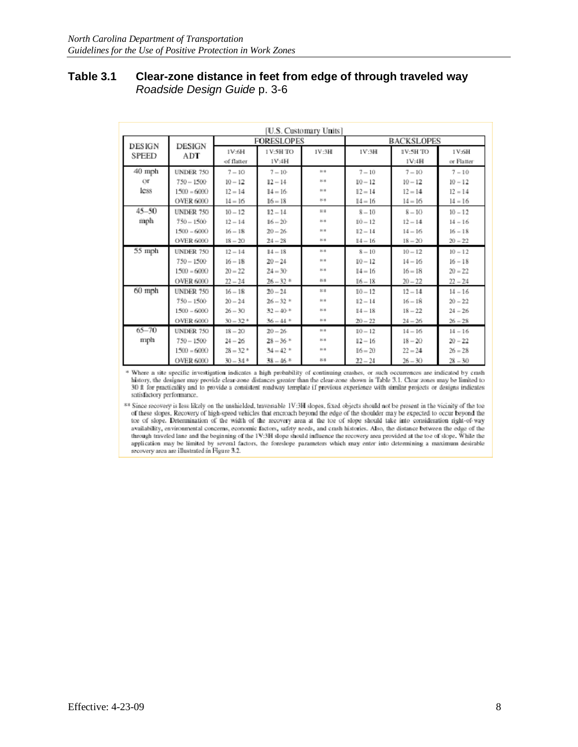## Table 3.1 Clear-zone distance in feet from edge of through traveled way

*Roadside Design Guide* p. 3-6

[U.S. Customary Units]

| DESIGN SPEED | DESIGN ADT | FORESLOPES | | | BACKSLOPES | | |
|---|---|---|---|---|---|---|---|
| | | 1V:6H or flatter | 1V:5H TO 1V:4H | 1V:3H | 1V:3H | 1V:5H TO 1V:4H | 1V:6H or Flatter |
| 40 mph or less | UNDER 750 | 7 – 10 | 7 – 10 | ** | 7 – 10 | 7 – 10 | 7 – 10 |
| | 750 – 1500 | 10 – 12 | 12 – 14 | ** | 10 – 12 | 10 – 12 | 10 – 12 |
| | 1500 – 6000 | 12 – 14 | 14 – 16 | ** | 12 – 14 | 12 – 14 | 12 – 14 |
| | OVER 6000 | 14 – 16 | 16 – 18 | ** | 14 – 16 | 14 – 16 | 14 – 16 |
| 45–50 mph | UNDER 750 | 10 – 12 | 12 – 14 | ** | 8 – 10 | 8 – 10 | 10 – 12 |
| | 750 – 1500 | 12 – 14 | 16 – 20 | ** | 10 – 12 | 12 – 14 | 14 – 16 |
| | 1500 – 6000 | 16 – 18 | 20 – 26 | ** | 12 – 14 | 14 – 16 | 16 – 18 |
| | OVER 6000 | 18 – 20 | 24 – 28 | ** | 14 – 16 | 18 – 20 | 20 – 22 |
| 55 mph | UNDER 750 | 12 – 14 | 14 – 18 | ** | 8 – 10 | 10 – 12 | 10 – 12 |
| | 750 – 1500 | 16 – 18 | 20 – 24 | ** | 10 – 12 | 14 – 16 | 16 – 18 |
| | 1500 – 6000 | 20 – 22 | 24 – 30 | ** | 14 – 16 | 16 – 18 | 20 – 22 |
| | OVER 6000 | 22 – 24 | 26 – 32 * | ** | 16 – 18 | 20 – 22 | 22 – 24 |
| 60 mph | UNDER 750 | 16 – 18 | 20 – 24 | ** | 10 – 12 | 12 – 14 | 14 – 16 |
| | 750 – 1500 | 20 – 24 | 26 – 32 * | ** | 12 – 14 | 16 – 18 | 20 – 22 |
| | 1500 – 6000 | 26 – 30 | 32 – 40 * | ** | 14 – 18 | 18 – 22 | 24 – 26 |
| | OVER 6000 | 30 – 32 * | 36 – 44 * | ** | 20 – 22 | 24 – 26 | 26 – 28 |
| 65–70 mph | UNDER 750 | 18 – 20 | 20 – 26 | ** | 10 – 12 | 14 – 16 | 14 – 16 |
| | 750 – 1500 | 24 – 26 | 28 – 36 * | ** | 12 – 16 | 18 – 20 | 20 – 22 |
| | 1500 – 6000 | 28 – 32 * | 34 – 42 * | ** | 16 – 20 | 22 – 24 | 26 – 28 |
| | OVER 6000 | 30 – 34 * | 38 – 46 * | ** | 22 – 24 | 26 – 30 | 28 – 30 |

\* Where a site specific investigation indicates a high probability of continuing crashes, or such occurrences are indicated by crash history, the designer may provide clear-zone distances greater than the clear-zone shown in Table 3.1. Clear zones may be limited to 30 ft for practicality and to provide a consistent roadway template if previous experience with similar projects or designs indicates satisfactory performance.

\*\* Since recovery is less likely on the unshielded, traversable 1V:3H slopes, fixed objects should not be present in the vicinity of the toe of these slopes. Recovery of high-speed vehicles that encroach beyond the edge of the shoulder may be expected to occur beyond the toe of slope. Determination of the width of the recovery area at the toe of slope should take into consideration right-of-way availability, environmental concerns, economic factors, safety needs, and crash histories. Also, the distance between the edge of the through traveled lane and the beginning of the 1V:3H slope should influence the recovery area provided at the toe of slope. While the application may be limited by several factors, the foreslope parameters which may enter into determining a maximum desirable recovery area are illustrated in Figure 3.2.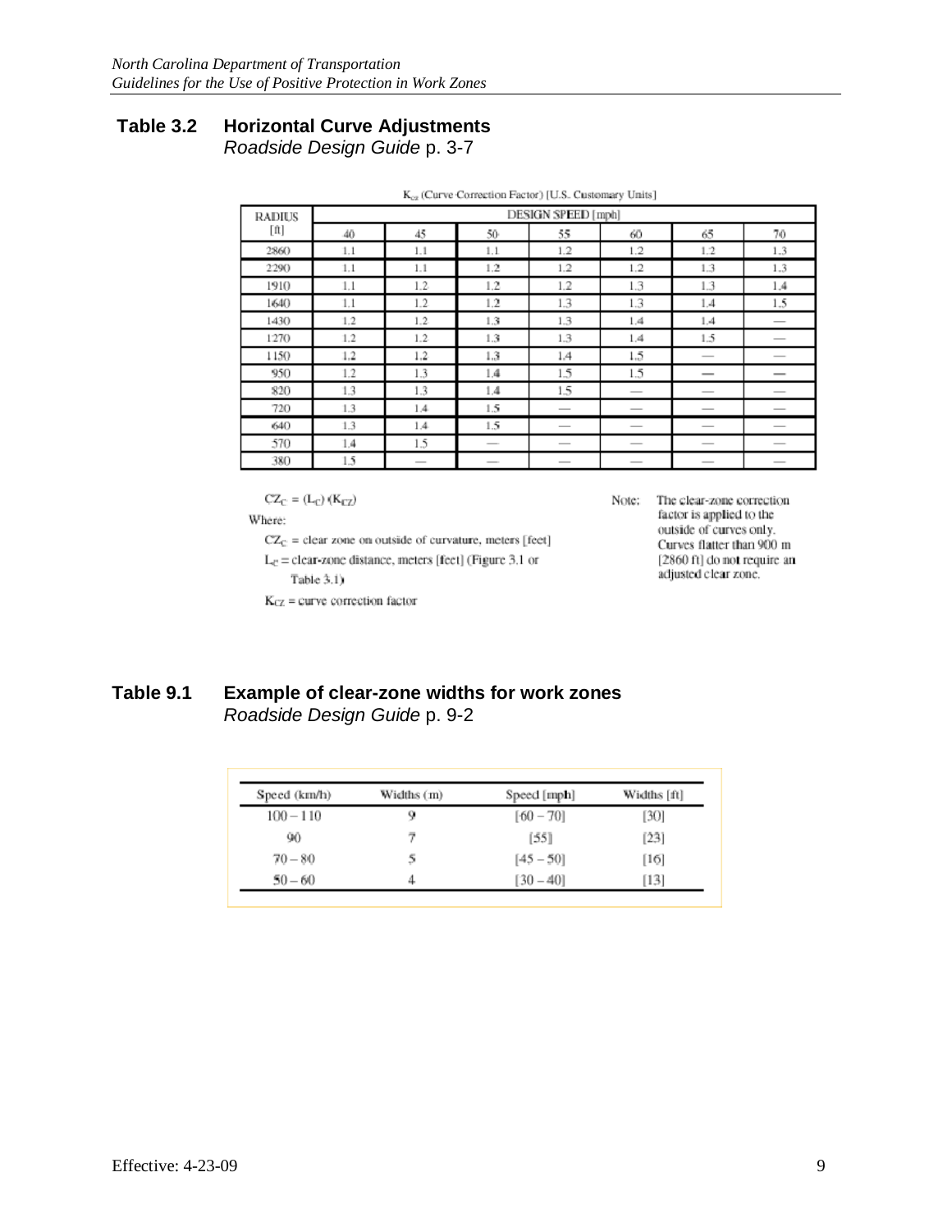**Table 3.2 Horizontal Curve Adjustments**
*Roadside Design Guide* p. 3-7

$K_{cz}$ (Curve Correction Factor) [U.S. Customary Units]

| RADIUS [ft] | DESIGN SPEED [mph] | | | | | | |
|---|---|---|---|---|---|---|---|
| | 40 | 45 | 50 | 55 | 60 | 65 | 70 |
| 2860 | 1.1 | 1.1 | 1.1 | 1.2 | 1.2 | 1.2 | 1.3 |
| 2290 | 1.1 | 1.1 | 1.2 | 1.2 | 1.2 | 1.3 | 1.3 |
| 1910 | 1.1 | 1.2 | 1.2 | 1.2 | 1.3 | 1.3 | 1.4 |
| 1640 | 1.1 | 1.2 | 1.2 | 1.3 | 1.3 | 1.4 | 1.5 |
| 1430 | 1.2 | 1.2 | 1.3 | 1.3 | 1.4 | 1.4 | — |
| 1270 | 1.2 | 1.2 | 1.3 | 1.3 | 1.4 | 1.5 | — |
| 1150 | 1.2 | 1.2 | 1.3 | 1.4 | 1.5 | — | — |
| 950 | 1.2 | 1.3 | 1.4 | 1.5 | 1.5 | — | — |
| 820 | 1.3 | 1.3 | 1.4 | 1.5 | — | — | — |
| 720 | 1.3 | 1.4 | 1.5 | — | — | — | — |
| 640 | 1.3 | 1.4 | 1.5 | — | — | — | — |
| 570 | 1.4 | 1.5 | — | — | — | — | — |
| 380 | 1.5 | — | — | — | — | — | — |

$$CZ_C = (L_C)(K_{CZ})$$

Where:

$CZ_C$ = clear zone on outside of curvature, meters [feet]

$L_C$ = clear-zone distance, meters [feet] (Figure 3.1 or Table 3.1)

$K_{CZ}$ = curve correction factor

Note: The clear-zone correction factor is applied to the outside of curves only. Curves flatter than 900 m [2860 ft] do not require an adjusted clear zone.

**Table 9.1 Example of clear-zone widths for work zones**
*Roadside Design Guide* p. 9-2

| Speed (km/h) | Widths (m) | Speed [mph] | Widths [ft] |
|---|---|---|---|
| 100 – 110 | 9 | [60 – 70] | [30] |
| 90 | 7 | [55] | [23] |
| 70 – 80 | 5 | [45 – 50] | [16] |
| 50 – 60 | 4 | [30 – 40] | [13] |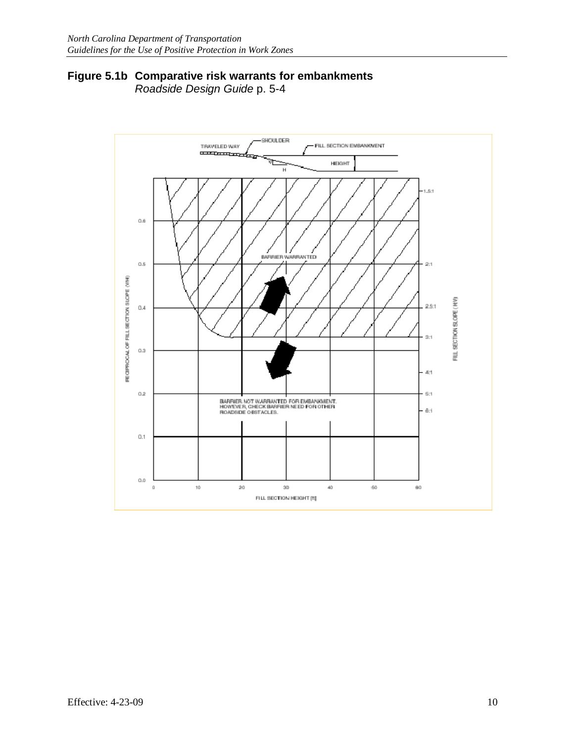**Figure 5.1b Comparative risk warrants for embankments**
*Roadside Design Guide* p. 5-4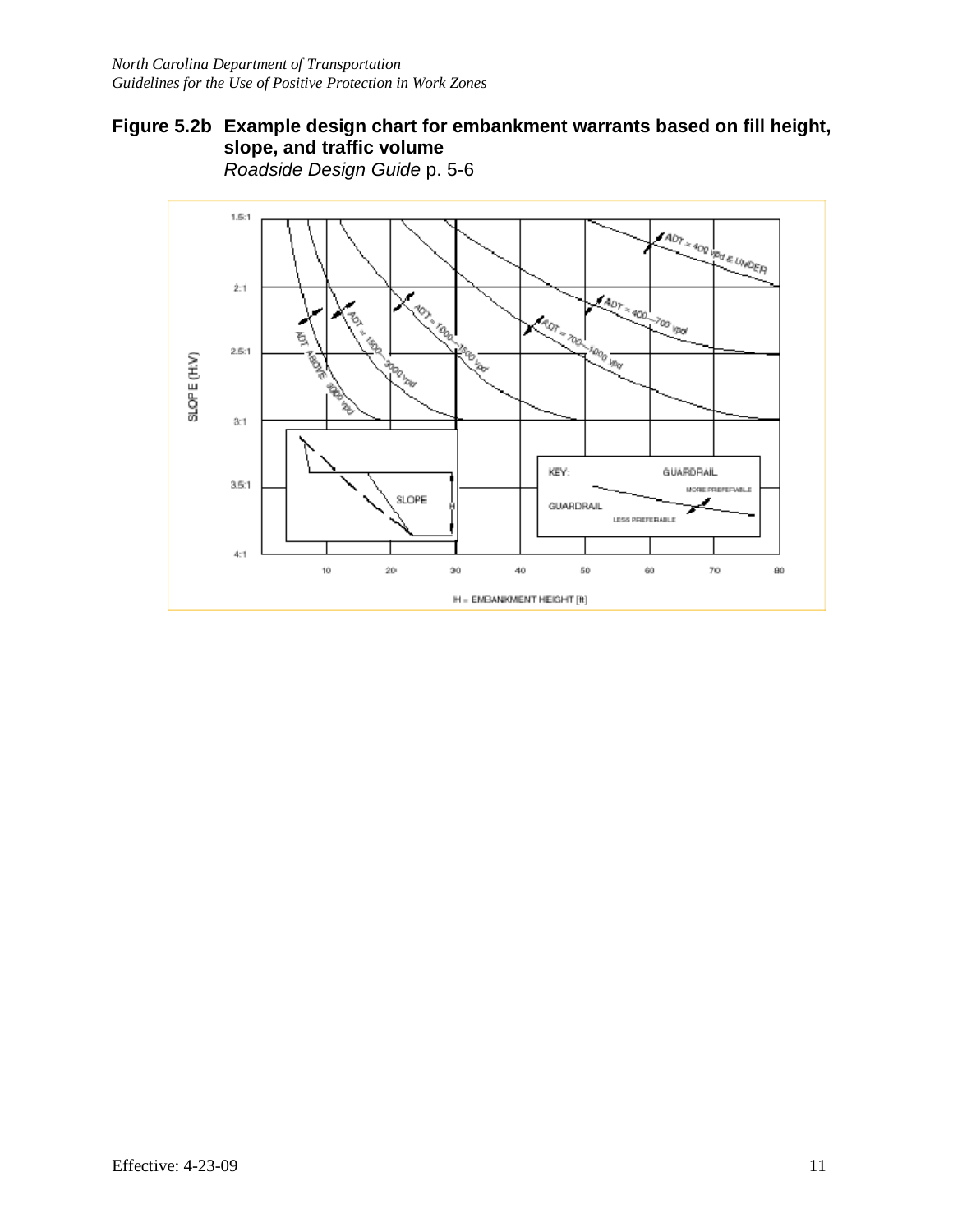**Figure 5.2b Example design chart for embankment warrants based on fill height, slope, and traffic volume**

*Roadside Design Guide* p. 5-6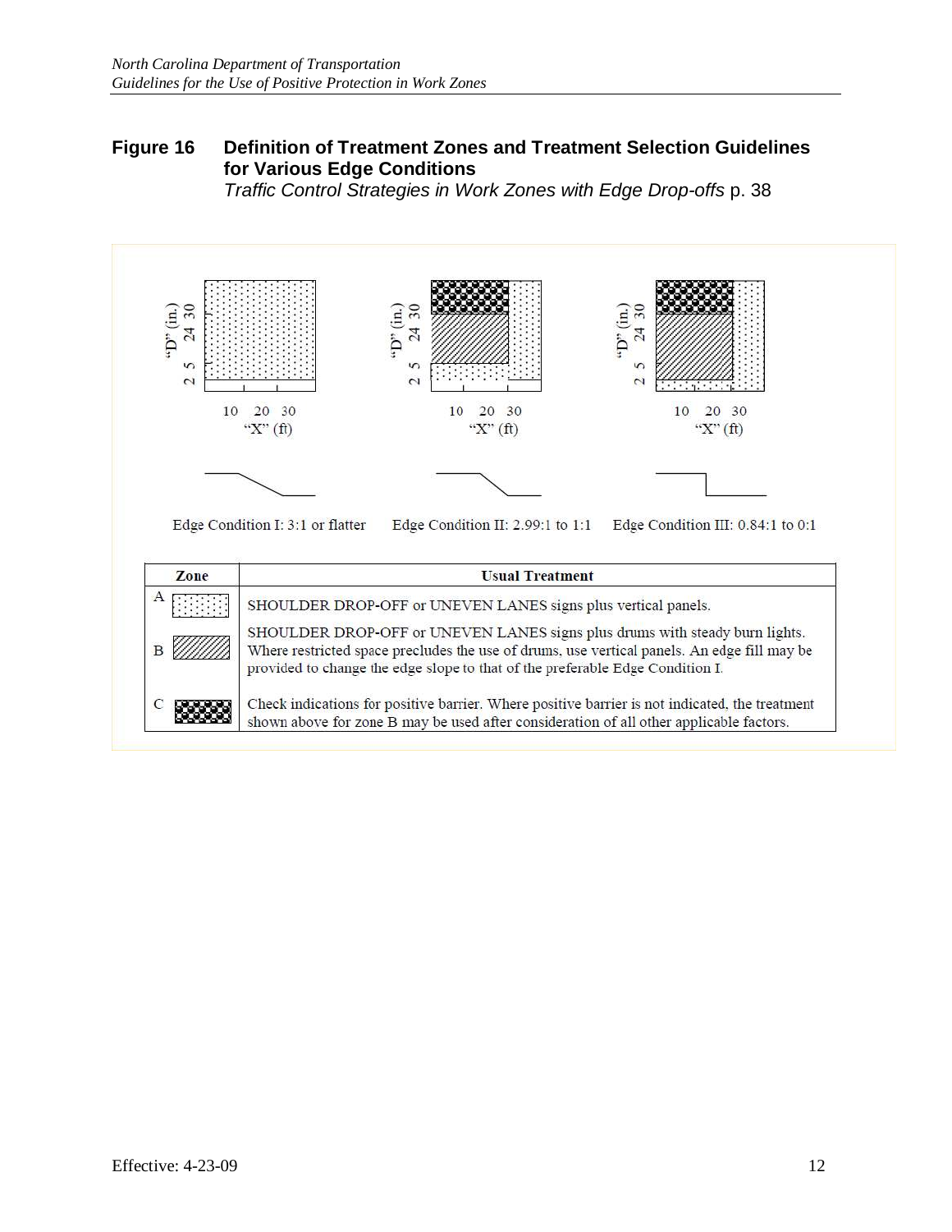## Figure 16 Definition of Treatment Zones and Treatment Selection Guidelines for Various Edge Conditions

*Traffic Control Strategies in Work Zones with Edge Drop-offs* p. 38

"D" (in.) 2 5 24 30

10 20 30
"X" (ft)

Edge Condition I: 3:1 or flatter

Edge Condition II: 2.99:1 to 1:1

Edge Condition III: 0.84:1 to 0:1

| Zone | Usual Treatment |
|---|---|
| A | SHOULDER DROP-OFF or UNEVEN LANES signs plus vertical panels. |
| B | SHOULDER DROP-OFF or UNEVEN LANES signs plus drums with steady burn lights. Where restricted space precludes the use of drums, use vertical panels. An edge fill may be provided to change the edge slope to that of the preferable Edge Condition I. |
| C | Check indications for positive barrier. Where positive barrier is not indicated, the treatment shown above for zone B may be used after consideration of all other applicable factors. |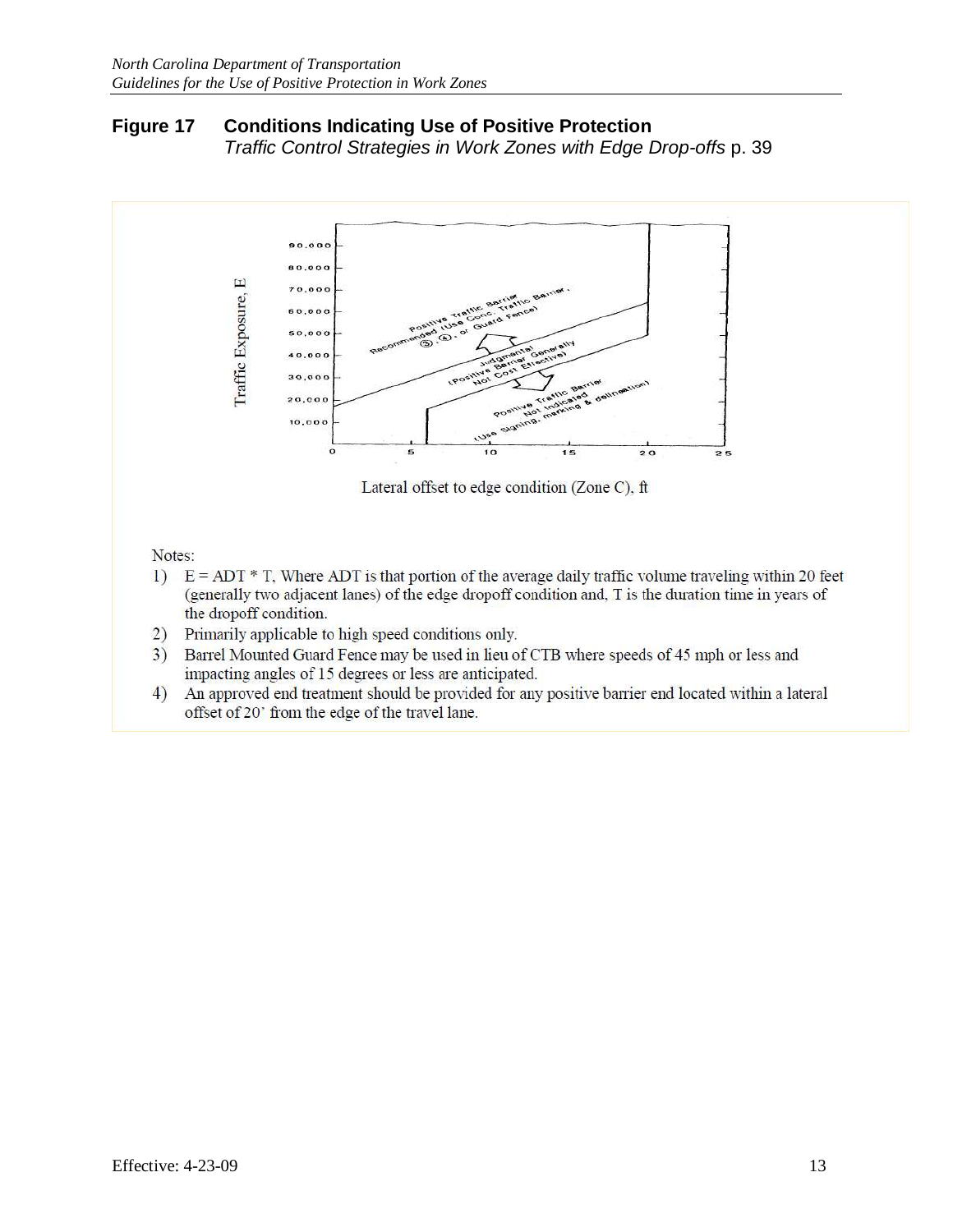**Figure 17 Conditions Indicating Use of Positive Protection**
*Traffic Control Strategies in Work Zones with Edge Drop-offs* p. 39

Notes:

1) E = ADT * T, Where ADT is that portion of the average daily traffic volume traveling within 20 feet (generally two adjacent lanes) of the edge dropoff condition and, T is the duration time in years of the dropoff condition.
2) Primarily applicable to high speed conditions only.
3) Barrel Mounted Guard Fence may be used in lieu of CTB where speeds of 45 mph or less and impacting angles of 15 degrees or less are anticipated.
4) An approved end treatment should be provided for any positive barrier end located within a lateral offset of 20' from the edge of the travel lane.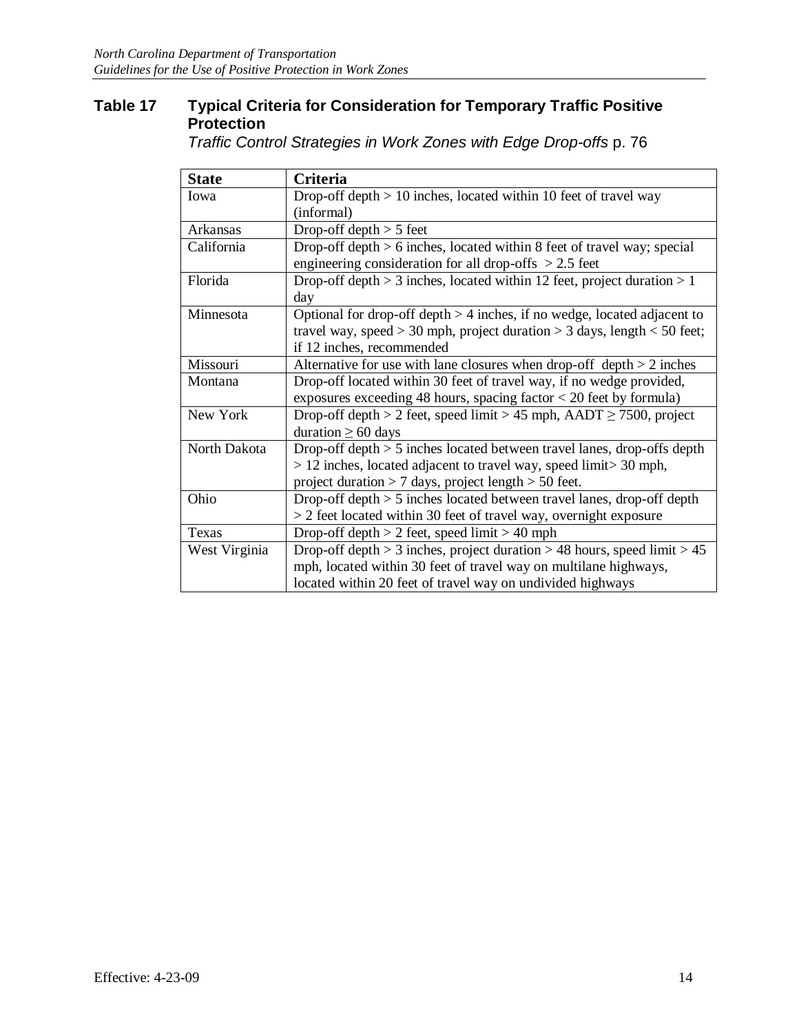## Table 17 Typical Criteria for Consideration for Temporary Traffic Positive Protection

*Traffic Control Strategies in Work Zones with Edge Drop-offs* p. 76

| State | Criteria |
|---|---|
| Iowa | Drop-off depth > 10 inches, located within 10 feet of travel way (informal) |
| Arkansas | Drop-off depth > 5 feet |
| California | Drop-off depth > 6 inches, located within 8 feet of travel way; special engineering consideration for all drop-offs > 2.5 feet |
| Florida | Drop-off depth > 3 inches, located within 12 feet, project duration > 1 day |
| Minnesota | Optional for drop-off depth > 4 inches, if no wedge, located adjacent to travel way, speed > 30 mph, project duration > 3 days, length < 50 feet; if 12 inches, recommended |
| Missouri | Alternative for use with lane closures when drop-off depth > 2 inches |
| Montana | Drop-off located within 30 feet of travel way, if no wedge provided, exposures exceeding 48 hours, spacing factor < 20 feet by formula) |
| New York | Drop-off depth > 2 feet, speed limit > 45 mph, AADT ≥ 7500, project duration ≥ 60 days |
| North Dakota | Drop-off depth > 5 inches located between travel lanes, drop-offs depth > 12 inches, located adjacent to travel way, speed limit> 30 mph, project duration > 7 days, project length > 50 feet. |
| Ohio | Drop-off depth > 5 inches located between travel lanes, drop-off depth > 2 feet located within 30 feet of travel way, overnight exposure |
| Texas | Drop-off depth > 2 feet, speed limit > 40 mph |
| West Virginia | Drop-off depth > 3 inches, project duration > 48 hours, speed limit > 45 mph, located within 30 feet of travel way on multilane highways, located within 20 feet of travel way on undivided highways |

Effective: 4-23-09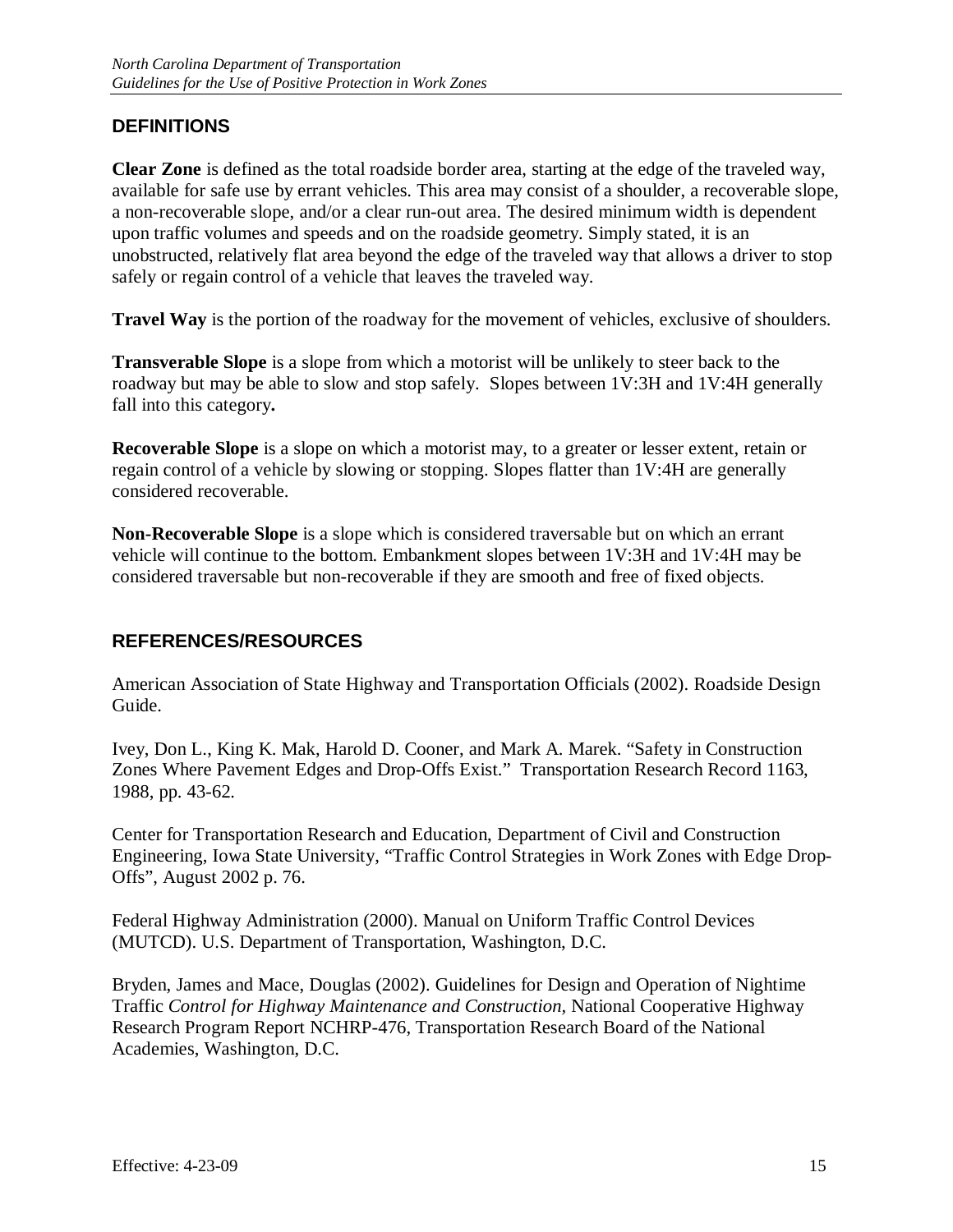## DEFINITIONS

**Clear Zone** is defined as the total roadside border area, starting at the edge of the traveled way, available for safe use by errant vehicles. This area may consist of a shoulder, a recoverable slope, a non-recoverable slope, and/or a clear run-out area. The desired minimum width is dependent upon traffic volumes and speeds and on the roadside geometry. Simply stated, it is an unobstructed, relatively flat area beyond the edge of the traveled way that allows a driver to stop safely or regain control of a vehicle that leaves the traveled way.

**Travel Way** is the portion of the roadway for the movement of vehicles, exclusive of shoulders.

**Transverable Slope** is a slope from which a motorist will be unlikely to steer back to the roadway but may be able to slow and stop safely. Slopes between 1V:3H and 1V:4H generally fall into this category**.**

**Recoverable Slope** is a slope on which a motorist may, to a greater or lesser extent, retain or regain control of a vehicle by slowing or stopping. Slopes flatter than 1V:4H are generally considered recoverable.

**Non-Recoverable Slope** is a slope which is considered traversable but on which an errant vehicle will continue to the bottom. Embankment slopes between 1V:3H and 1V:4H may be considered traversable but non-recoverable if they are smooth and free of fixed objects.

## REFERENCES/RESOURCES

American Association of State Highway and Transportation Officials (2002). Roadside Design Guide.

Ivey, Don L., King K. Mak, Harold D. Cooner, and Mark A. Marek. "Safety in Construction Zones Where Pavement Edges and Drop-Offs Exist." Transportation Research Record 1163, 1988, pp. 43-62.

Center for Transportation Research and Education, Department of Civil and Construction Engineering, Iowa State University, "Traffic Control Strategies in Work Zones with Edge Drop-Offs", August 2002 p. 76.

Federal Highway Administration (2000). Manual on Uniform Traffic Control Devices (MUTCD). U.S. Department of Transportation, Washington, D.C.

Bryden, James and Mace, Douglas (2002). Guidelines for Design and Operation of Nightime Traffic *Control for Highway Maintenance and Construction,* National Cooperative Highway Research Program Report NCHRP-476, Transportation Research Board of the National Academies, Washington, D.C.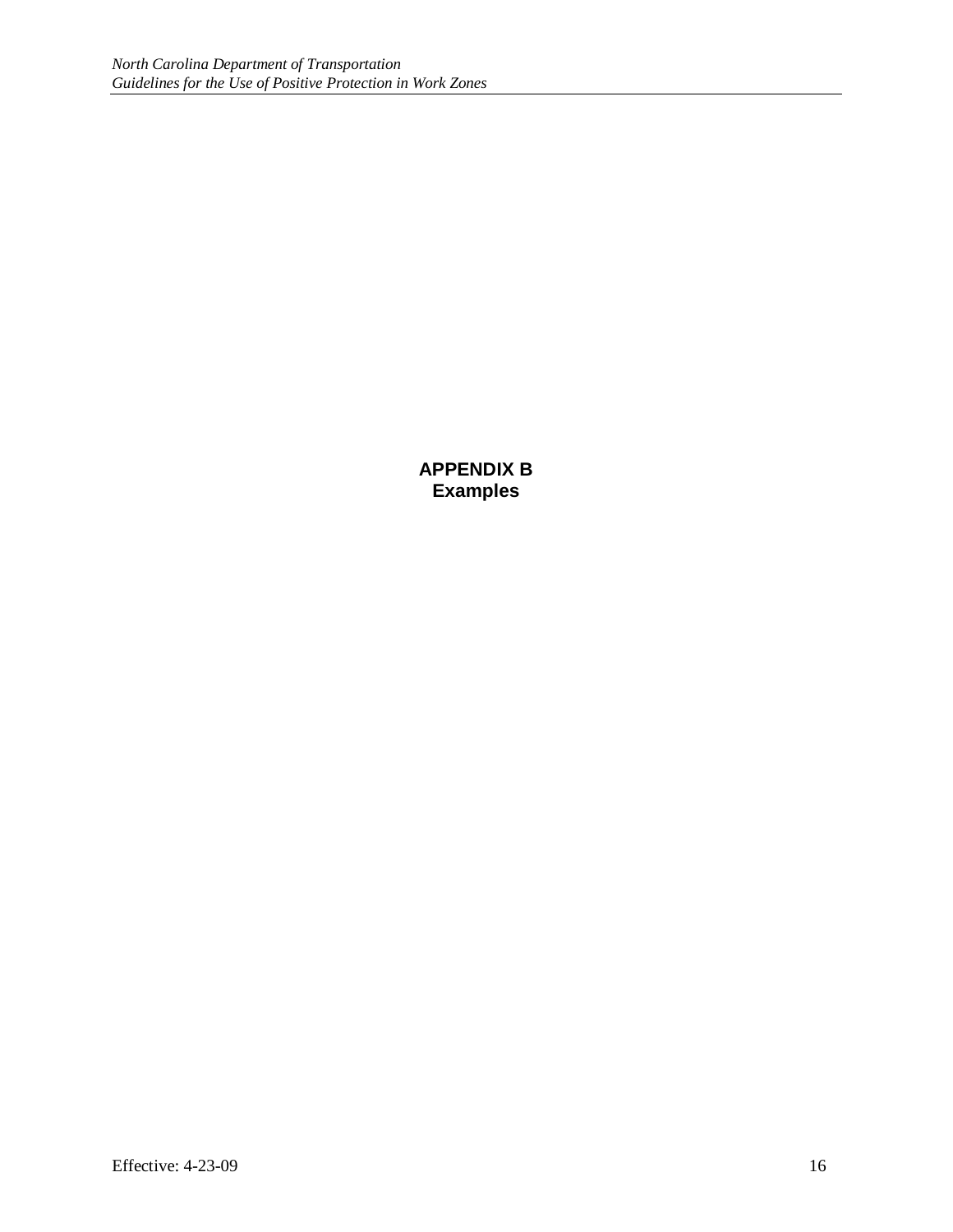# APPENDIX B
## Examples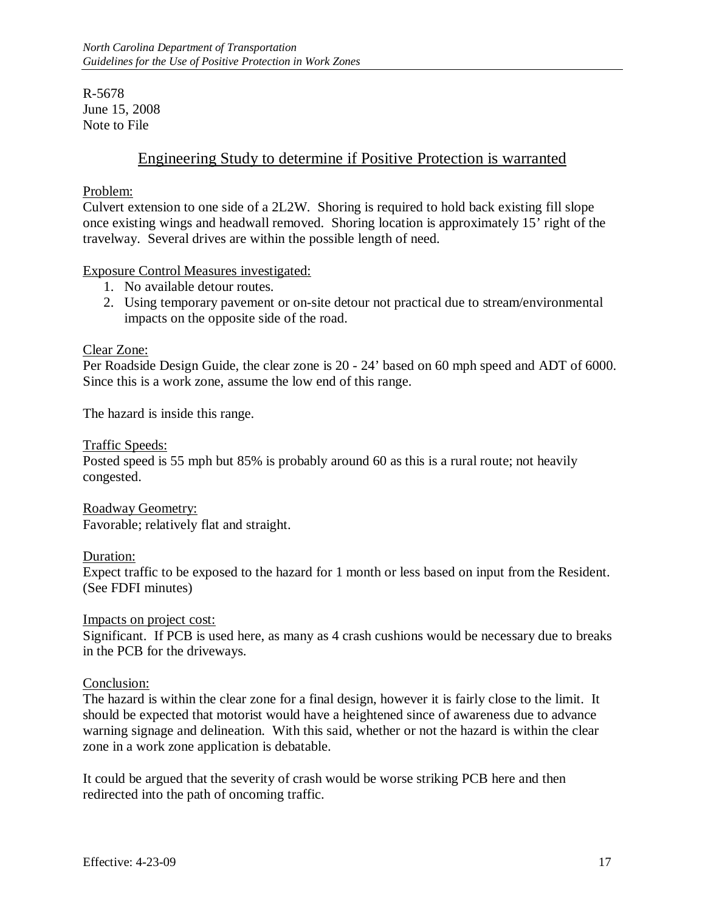R-5678  
June 15, 2008  
Note to File

## Engineering Study to determine if Positive Protection is warranted

Problem:  
Culvert extension to one side of a 2L2W. Shoring is required to hold back existing fill slope once existing wings and headwall removed. Shoring location is approximately 15' right of the travelway. Several drives are within the possible length of need.

Exposure Control Measures investigated:

1. No available detour routes.
2. Using temporary pavement or on-site detour not practical due to stream/environmental impacts on the opposite side of the road.

Clear Zone:  
Per Roadside Design Guide, the clear zone is 20 - 24' based on 60 mph speed and ADT of 6000. Since this is a work zone, assume the low end of this range.

The hazard is inside this range.

Traffic Speeds:  
Posted speed is 55 mph but 85% is probably around 60 as this is a rural route; not heavily congested.

Roadway Geometry:  
Favorable; relatively flat and straight.

Duration:  
Expect traffic to be exposed to the hazard for 1 month or less based on input from the Resident. (See FDFI minutes)

Impacts on project cost:  
Significant. If PCB is used here, as many as 4 crash cushions would be necessary due to breaks in the PCB for the driveways.

Conclusion:  
The hazard is within the clear zone for a final design, however it is fairly close to the limit. It should be expected that motorist would have a heightened since of awareness due to advance warning signage and delineation. With this said, whether or not the hazard is within the clear zone in a work zone application is debatable.

It could be argued that the severity of crash would be worse striking PCB here and then redirected into the path of oncoming traffic.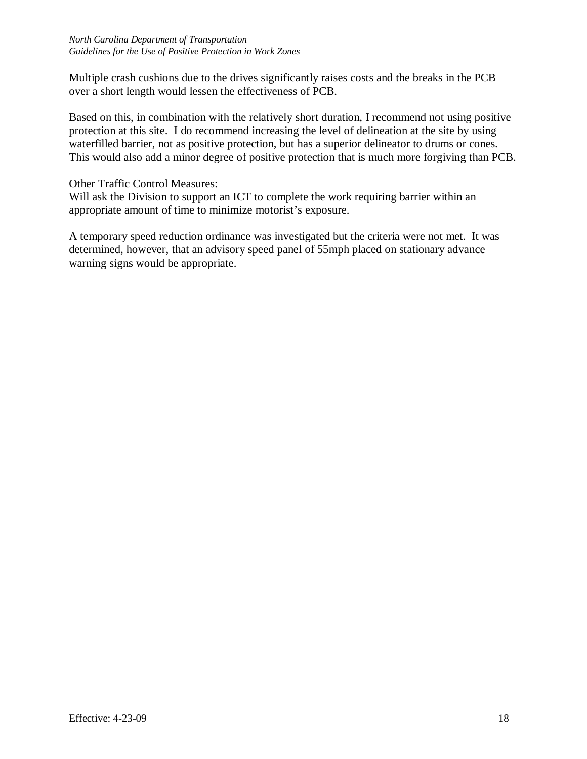Multiple crash cushions due to the drives significantly raises costs and the breaks in the PCB over a short length would lessen the effectiveness of PCB.

Based on this, in combination with the relatively short duration, I recommend not using positive protection at this site. I do recommend increasing the level of delineation at the site by using waterfilled barrier, not as positive protection, but has a superior delineator to drums or cones. This would also add a minor degree of positive protection that is much more forgiving than PCB.

<u>Other Traffic Control Measures:</u>
Will ask the Division to support an ICT to complete the work requiring barrier within an appropriate amount of time to minimize motorist's exposure.

A temporary speed reduction ordinance was investigated but the criteria were not met. It was determined, however, that an advisory speed panel of 55mph placed on stationary advance warning signs would be appropriate.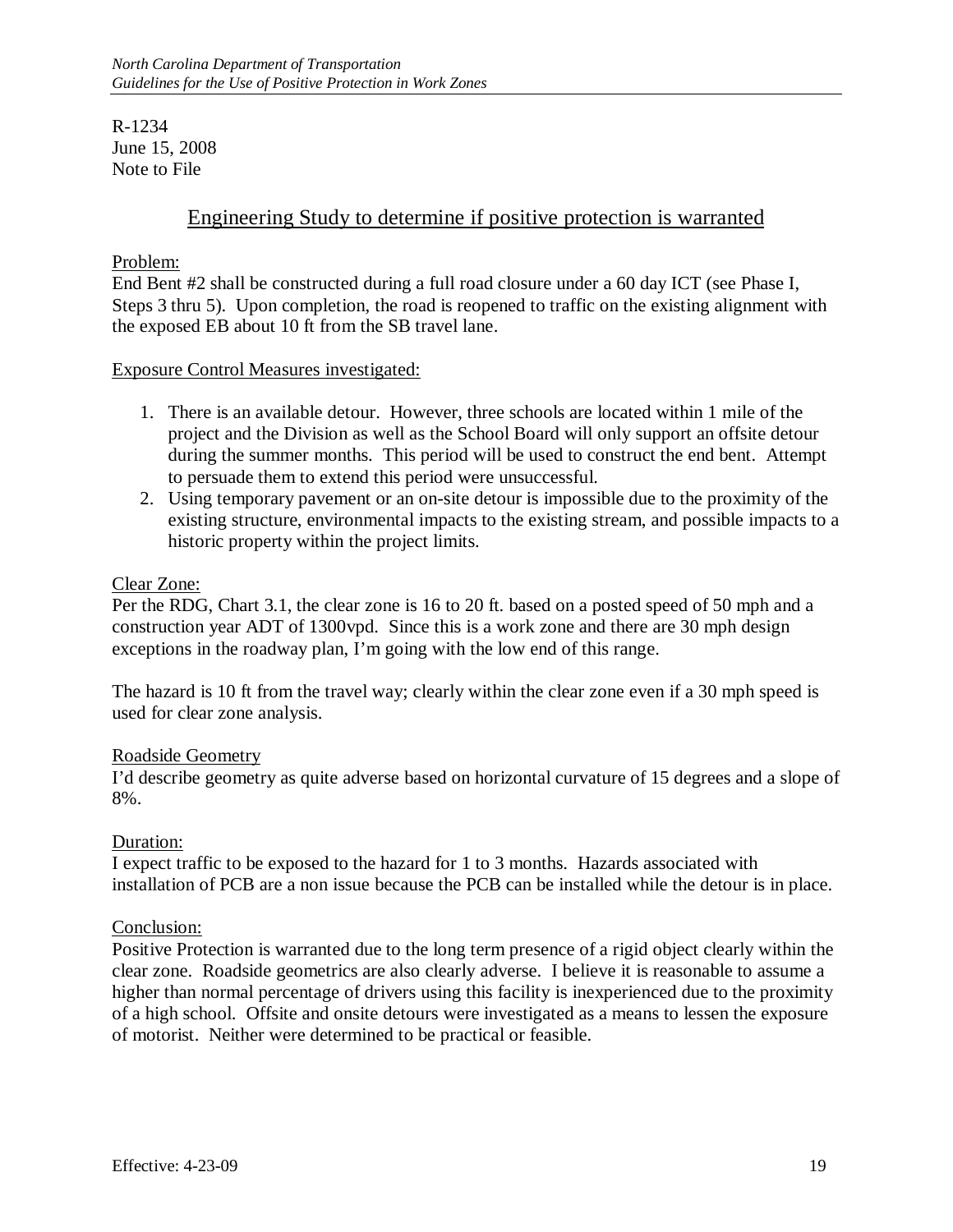R-1234
June 15, 2008
Note to File

## Engineering Study to determine if positive protection is warranted

Problem:
End Bent #2 shall be constructed during a full road closure under a 60 day ICT (see Phase I, Steps 3 thru 5). Upon completion, the road is reopened to traffic on the existing alignment with the exposed EB about 10 ft from the SB travel lane.

Exposure Control Measures investigated:

1. There is an available detour. However, three schools are located within 1 mile of the project and the Division as well as the School Board will only support an offsite detour during the summer months. This period will be used to construct the end bent. Attempt to persuade them to extend this period were unsuccessful.
2. Using temporary pavement or an on-site detour is impossible due to the proximity of the existing structure, environmental impacts to the existing stream, and possible impacts to a historic property within the project limits.

Clear Zone:
Per the RDG, Chart 3.1, the clear zone is 16 to 20 ft. based on a posted speed of 50 mph and a construction year ADT of 1300vpd. Since this is a work zone and there are 30 mph design exceptions in the roadway plan, I'm going with the low end of this range.

The hazard is 10 ft from the travel way; clearly within the clear zone even if a 30 mph speed is used for clear zone analysis.

Roadside Geometry
I'd describe geometry as quite adverse based on horizontal curvature of 15 degrees and a slope of 8%.

Duration:
I expect traffic to be exposed to the hazard for 1 to 3 months. Hazards associated with installation of PCB are a non issue because the PCB can be installed while the detour is in place.

Conclusion:
Positive Protection is warranted due to the long term presence of a rigid object clearly within the clear zone. Roadside geometrics are also clearly adverse. I believe it is reasonable to assume a higher than normal percentage of drivers using this facility is inexperienced due to the proximity of a high school. Offsite and onsite detours were investigated as a means to lessen the exposure of motorist. Neither were determined to be practical or feasible.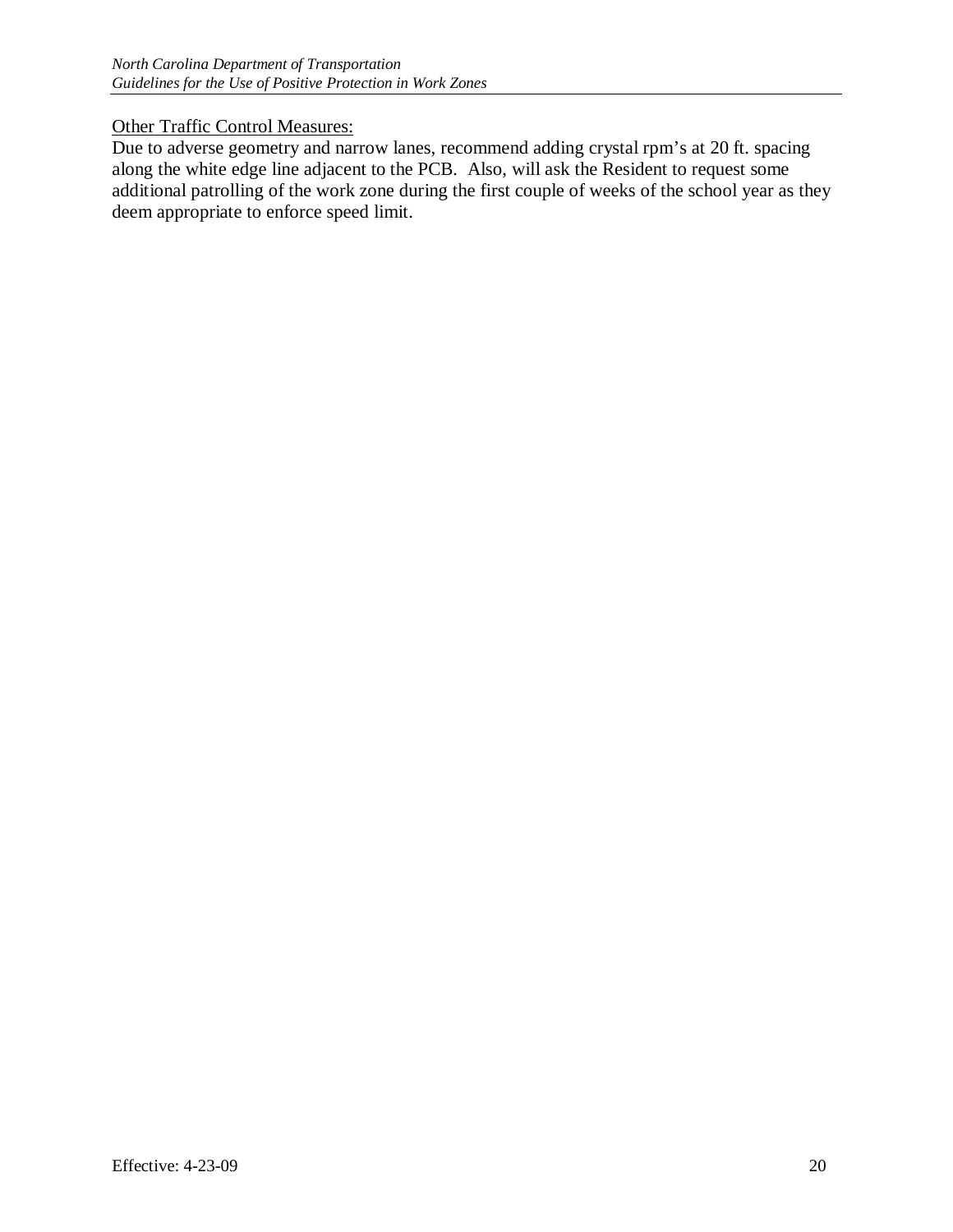<u>Other Traffic Control Measures:</u>

Due to adverse geometry and narrow lanes, recommend adding crystal rpm's at 20 ft. spacing along the white edge line adjacent to the PCB. Also, will ask the Resident to request some additional patrolling of the work zone during the first couple of weeks of the school year as they deem appropriate to enforce speed limit.